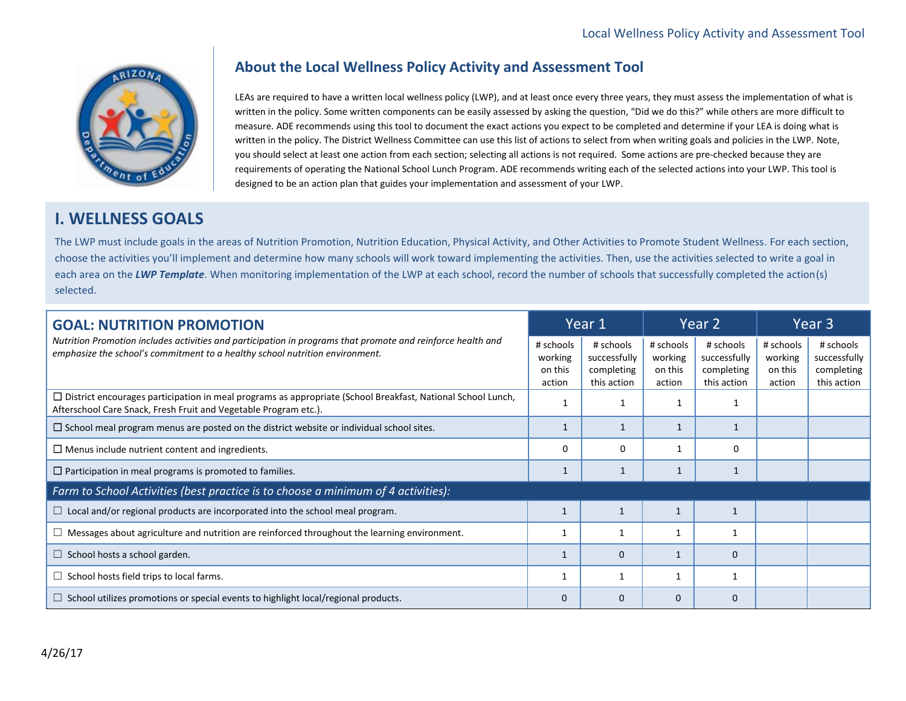## About the Local Wellness Policy Activity and Assessment Tool

LEAs are required to have a written local wellness policy (LWP), and at least once every three years, they must assess the implementation of what is written in the policy. Some written components can be easily assessed by asking the question, "Did we do this?" while others are more difficult to measure. ADE recommends using this tool to document the exact actions you expect to be completed and determine if your LEA is doing what is written in the policy. The District Wellness Committee can use this list of actions to select from when writing goals and policies in the LWP. Note, you should select at least one action from each section; selecting all actions is not required. Some actions are pre-checked because they are requirements of operating the National School Lunch Program. ADE recommends writing each of the selected actions into your LWP. This tool is designed to be an action plan that guides your implementation and assessment of your LWP.

# I. WELLNESS GOALS

The LWP must include goals in the areas of Nutrition Promotion, Nutrition Education, Physical Activity, and Other Activities to Promote Student Wellness. For each section, choose the activities you'll implement and determine how many schools will work toward implementing the activities. Then, use the activities selected to write a goal in each area on the ***LWP Template***. When monitoring implementation of the LWP at each school, record the number of schools that successfully completed the action(s) selected.

| **GOAL: NUTRITION PROMOTION** *Nutrition Promotion includes activities and participation in programs that promote and reinforce health and emphasize the school's commitment to a healthy school nutrition environment.* | Year 1 | | Year 2 | | Year 3 | |
|---|---|---|---|---|---|---|
| | # schools working on this action | # schools successfully completing this action | # schools working on this action | # schools successfully completing this action | # schools working on this action | # schools successfully completing this action |
| ☐ District encourages participation in meal programs as appropriate (School Breakfast, National School Lunch, Afterschool Care Snack, Fresh Fruit and Vegetable Program etc.). | 1 | 1 | 1 | 1 | | |
| ☐ School meal program menus are posted on the district website or individual school sites. | 1 | 1 | 1 | 1 | | |
| ☐ Menus include nutrient content and ingredients. | 0 | 0 | 1 | 0 | | |
| ☐ Participation in meal programs is promoted to families. | 1 | 1 | 1 | 1 | | |
| *Farm to School Activities (best practice is to choose a minimum of 4 activities):* | | | | | | |
| ☐ Local and/or regional products are incorporated into the school meal program. | 1 | 1 | 1 | 1 | | |
| ☐ Messages about agriculture and nutrition are reinforced throughout the learning environment. | 1 | 1 | 1 | 1 | | |
| ☐ School hosts a school garden. | 1 | 0 | 1 | 0 | | |
| ☐ School hosts field trips to local farms. | 1 | 1 | 1 | 1 | | |
| ☐ School utilizes promotions or special events to highlight local/regional products. | 0 | 0 | 0 | 0 | | |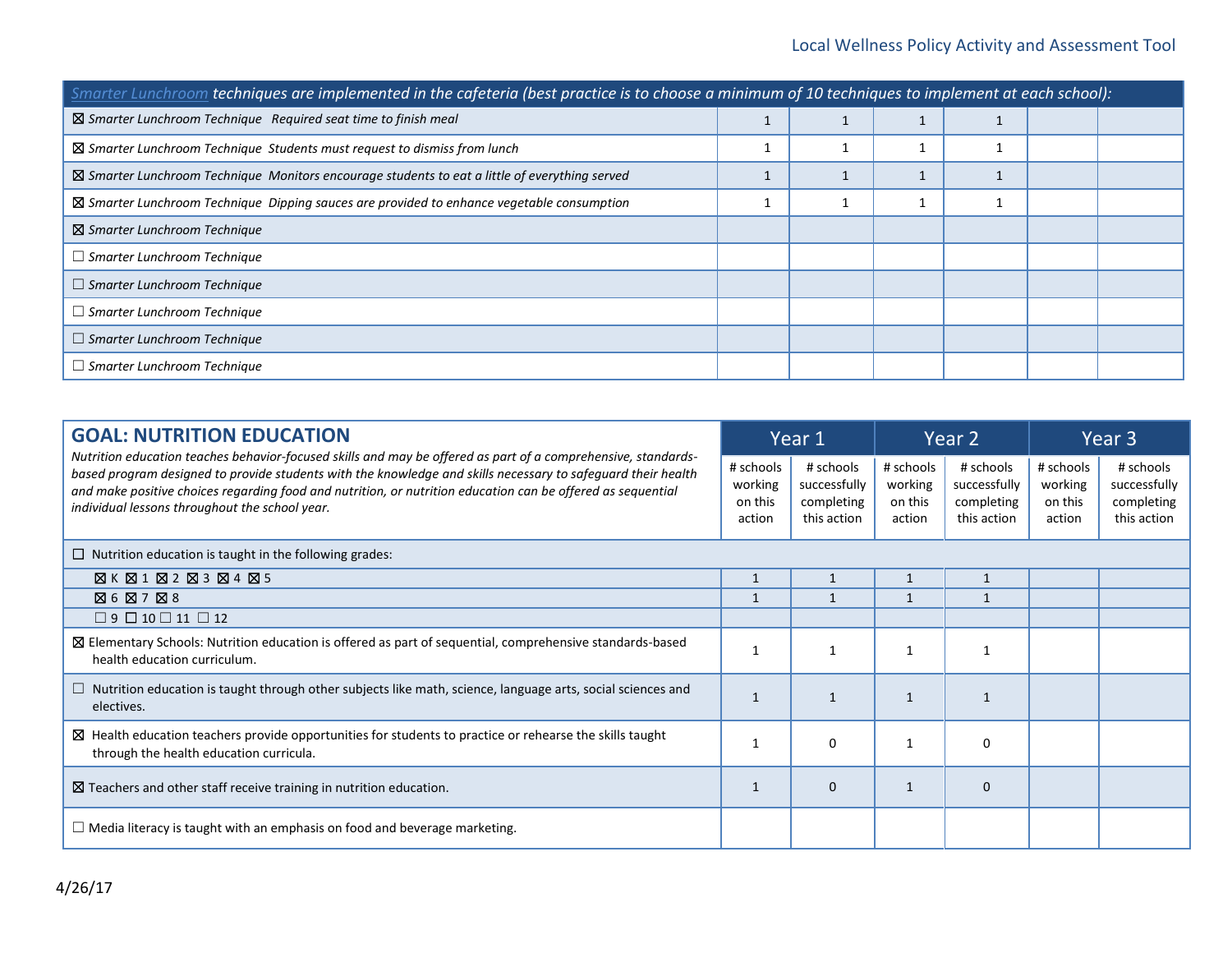| *Smarter Lunchroom techniques are implemented in the cafeteria (best practice is to choose a minimum of 10 techniques to implement at each school):* | | | | | | |
|---|---|---|---|---|---|---|
| ☒ *Smarter Lunchroom Technique  Required seat time to finish meal* | 1 | 1 | 1 | 1 | | |
| ☒ *Smarter Lunchroom Technique  Students must request to dismiss from lunch* | 1 | 1 | 1 | 1 | | |
| ☒ *Smarter Lunchroom Technique  Monitors encourage students to eat a little of everything served* | 1 | 1 | 1 | 1 | | |
| ☒ *Smarter Lunchroom Technique  Dipping sauces are provided to enhance vegetable consumption* | 1 | 1 | 1 | 1 | | |
| ☒ *Smarter Lunchroom Technique* | | | | | | |
| ☐ *Smarter Lunchroom Technique* | | | | | | |
| ☐ *Smarter Lunchroom Technique* | | | | | | |
| ☐ *Smarter Lunchroom Technique* | | | | | | |
| ☐ *Smarter Lunchroom Technique* | | | | | | |
| ☐ *Smarter Lunchroom Technique* | | | | | | |

| **GOAL: NUTRITION EDUCATION** *Nutrition education teaches behavior-focused skills and may be offered as part of a comprehensive, standards-based program designed to provide students with the knowledge and skills necessary to safeguard their health and make positive choices regarding food and nutrition, or nutrition education can be offered as sequential individual lessons throughout the school year.* | Year 1 | | Year 2 | | Year 3 | |
|---|---|---|---|---|---|---|
| | # schools working on this action | # schools successfully completing this action | # schools working on this action | # schools successfully completing this action | # schools working on this action | # schools successfully completing this action |
| ☐ Nutrition education is taught in the following grades: | | | | | | |
| ☒ K ☒ 1 ☒ 2 ☒ 3 ☒ 4 ☒ 5 | 1 | 1 | 1 | 1 | | |
| ☒ 6 ☒ 7 ☒ 8 | 1 | 1 | 1 | 1 | | |
| ☐ 9 ☐ 10 ☐ 11 ☐ 12 | | | | | | |
| ☒ Elementary Schools: Nutrition education is offered as part of sequential, comprehensive standards-based health education curriculum. | 1 | 1 | 1 | 1 | | |
| ☐ Nutrition education is taught through other subjects like math, science, language arts, social sciences and electives. | 1 | 1 | 1 | 1 | | |
| ☒ Health education teachers provide opportunities for students to practice or rehearse the skills taught through the health education curricula. | 1 | 0 | 1 | 0 | | |
| ☒ Teachers and other staff receive training in nutrition education. | 1 | 0 | 1 | 0 | | |
| ☐ Media literacy is taught with an emphasis on food and beverage marketing. | | | | | | |

4/26/17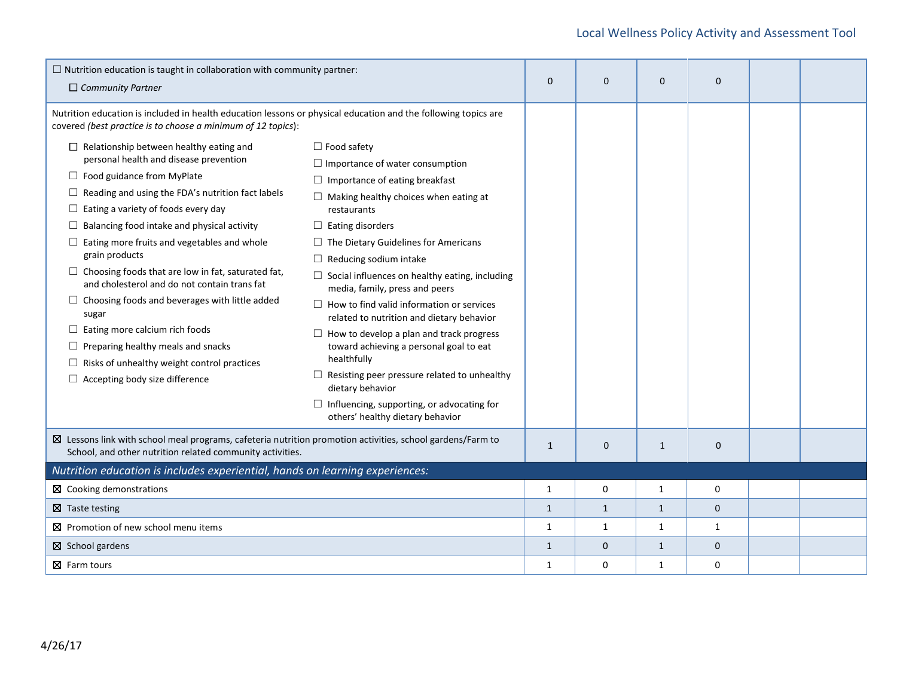| | | | | | | |
|---|---|---|---|---|---|---|
| ☐ Nutrition education is taught in collaboration with community partner:<br>☐ *Community Partner* | 0 | 0 | 0 | 0 | | |
| Nutrition education is included in health education lessons or physical education and the following topics are covered *(best practice is to choose a minimum of 12 topics)*:<br>☐ Relationship between healthy eating and personal health and disease prevention<br>☐ Food guidance from MyPlate<br>☐ Reading and using the FDA's nutrition fact labels<br>☐ Eating a variety of foods every day<br>☐ Balancing food intake and physical activity<br>☐ Eating more fruits and vegetables and whole grain products<br>☐ Choosing foods that are low in fat, saturated fat, and cholesterol and do not contain trans fat<br>☐ Choosing foods and beverages with little added sugar<br>☐ Eating more calcium rich foods<br>☐ Preparing healthy meals and snacks<br>☐ Risks of unhealthy weight control practices<br>☐ Accepting body size difference<br>☐ Food safety<br>☐ Importance of water consumption<br>☐ Importance of eating breakfast<br>☐ Making healthy choices when eating at restaurants<br>☐ Eating disorders<br>☐ The Dietary Guidelines for Americans<br>☐ Reducing sodium intake<br>☐ Social influences on healthy eating, including media, family, press and peers<br>☐ How to find valid information or services related to nutrition and dietary behavior<br>☐ How to develop a plan and track progress toward achieving a personal goal to eat healthfully<br>☐ Resisting peer pressure related to unhealthy dietary behavior<br>☐ Influencing, supporting, or advocating for others' healthy dietary behavior | | | | | | |
| ☒ Lessons link with school meal programs, cafeteria nutrition promotion activities, school gardens/Farm to School, and other nutrition related community activities. | 1 | 0 | 1 | 0 | | |
| *Nutrition education is includes experiential, hands on learning experiences:* | | | | | | |
| ☒ Cooking demonstrations | 1 | 0 | 1 | 0 | | |
| ☒ Taste testing | 1 | 1 | 1 | 0 | | |
| ☒ Promotion of new school menu items | 1 | 1 | 1 | 1 | | |
| ☒ School gardens | 1 | 0 | 1 | 0 | | |
| ☒ Farm tours | 1 | 0 | 1 | 0 | | |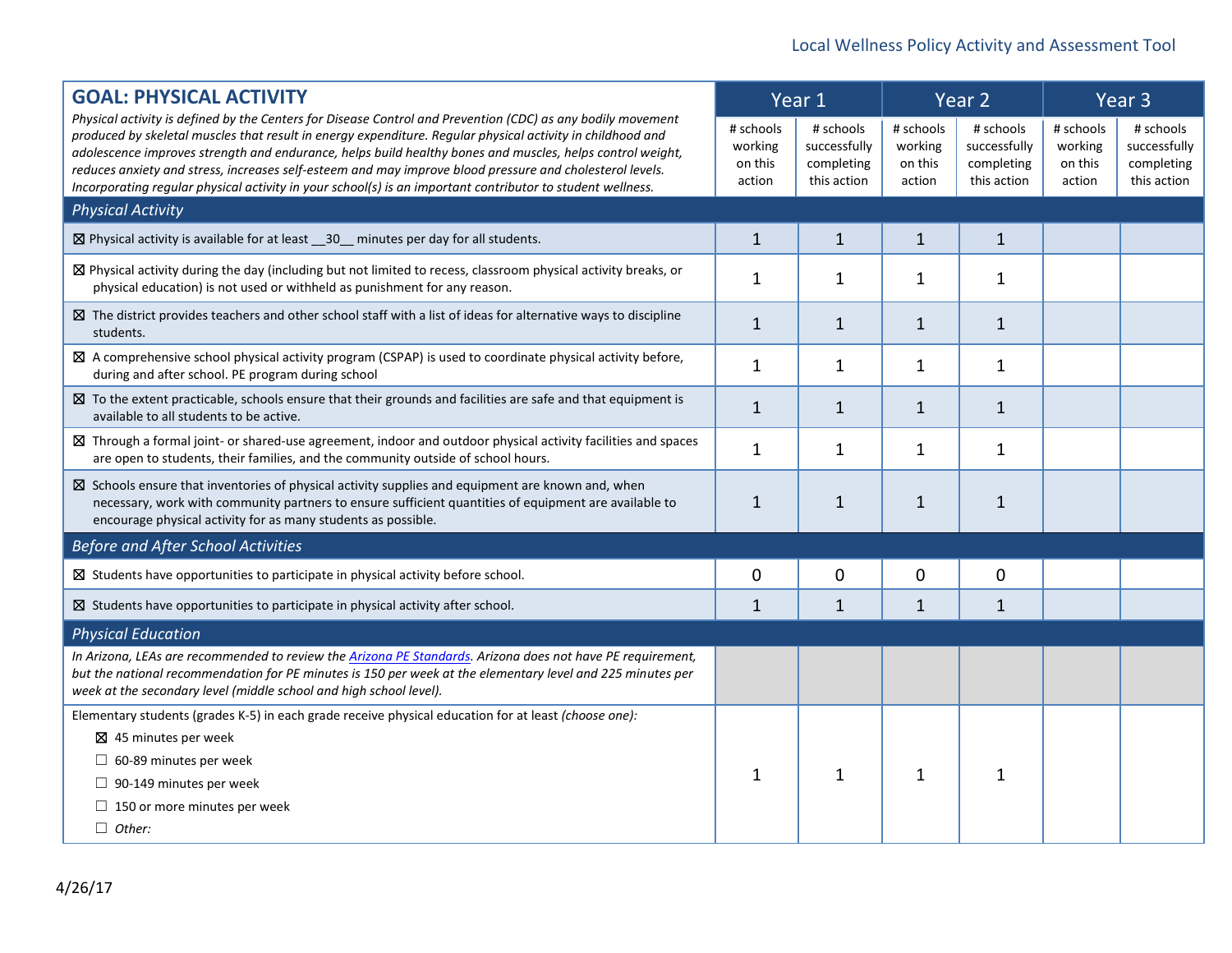| GOAL: PHYSICAL ACTIVITY<br>*Physical activity is defined by the Centers for Disease Control and Prevention (CDC) as any bodily movement produced by skeletal muscles that result in energy expenditure. Regular physical activity in childhood and adolescence improves strength and endurance, helps build healthy bones and muscles, helps control weight, reduces anxiety and stress, increases self-esteem and may improve blood pressure and cholesterol levels. Incorporating regular physical activity in your school(s) is an important contributor to student wellness.* | Year 1 | | Year 2 | | Year 3 | |
|---|---|---|---|---|---|---|
| | # schools working on this action | # schools successfully completing this action | # schools working on this action | # schools successfully completing this action | # schools working on this action | # schools successfully completing this action |
| ***Physical Activity*** | | | | | | |
| ☒ Physical activity is available for at least __30__ minutes per day for all students. | 1 | 1 | 1 | 1 | | |
| ☒ Physical activity during the day (including but not limited to recess, classroom physical activity breaks, or physical education) is not used or withheld as punishment for any reason. | 1 | 1 | 1 | 1 | | |
| ☒ The district provides teachers and other school staff with a list of ideas for alternative ways to discipline students. | 1 | 1 | 1 | 1 | | |
| ☒ A comprehensive school physical activity program (CSPAP) is used to coordinate physical activity before, during and after school. PE program during school | 1 | 1 | 1 | 1 | | |
| ☒ To the extent practicable, schools ensure that their grounds and facilities are safe and that equipment is available to all students to be active. | 1 | 1 | 1 | 1 | | |
| ☒ Through a formal joint- or shared-use agreement, indoor and outdoor physical activity facilities and spaces are open to students, their families, and the community outside of school hours. | 1 | 1 | 1 | 1 | | |
| ☒ Schools ensure that inventories of physical activity supplies and equipment are known and, when necessary, work with community partners to ensure sufficient quantities of equipment are available to encourage physical activity for as many students as possible. | 1 | 1 | 1 | 1 | | |
| ***Before and After School Activities*** | | | | | | |
| ☒ Students have opportunities to participate in physical activity before school. | 0 | 0 | 0 | 0 | | |
| ☒ Students have opportunities to participate in physical activity after school. | 1 | 1 | 1 | 1 | | |
| ***Physical Education*** | | | | | | |
| *In Arizona, LEAs are recommended to review the [Arizona PE Standards](). Arizona does not have PE requirement, but the national recommendation for PE minutes is 150 per week at the elementary level and 225 minutes per week at the secondary level (middle school and high school level).* | | | | | | |
| Elementary students (grades K-5) in each grade receive physical education for at least *(choose one)*:<br>☒ 45 minutes per week<br>☐ 60-89 minutes per week<br>☐ 90-149 minutes per week<br>☐ 150 or more minutes per week<br>☐ *Other:* | 1 | 1 | 1 | 1 | | |

4/26/17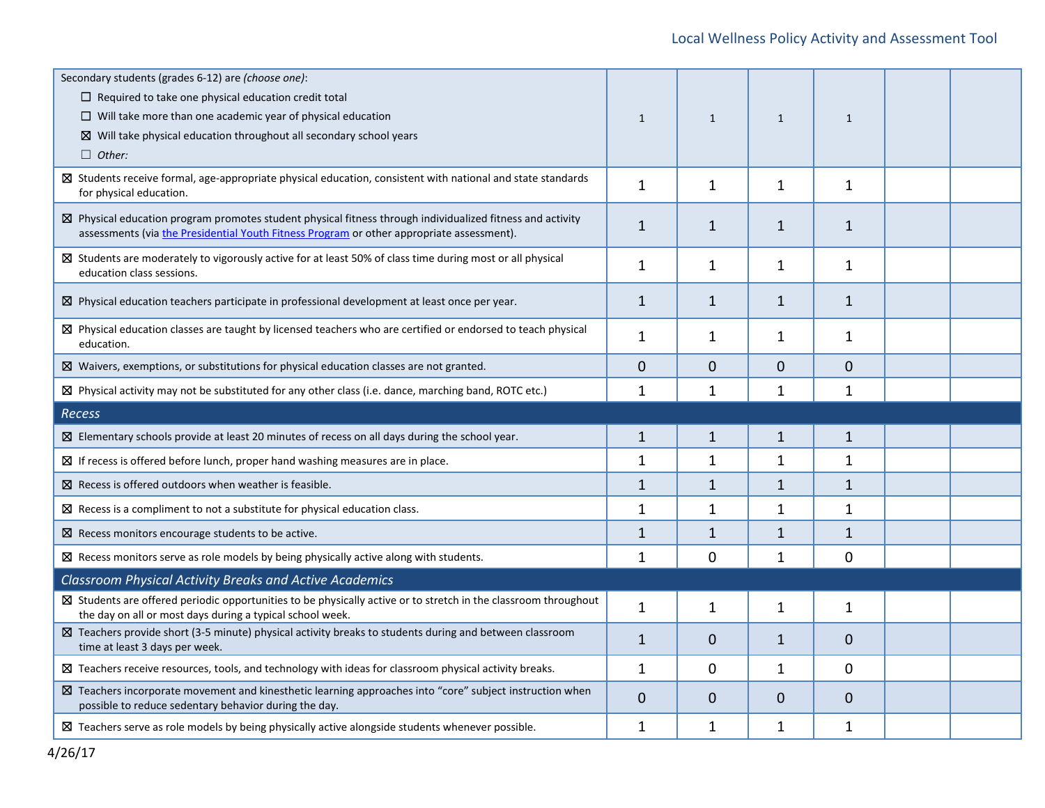| | | | | | | |
|---|---|---|---|---|---|---|
| Secondary students (grades 6-12) are *(choose one)*:<br>☐ Required to take one physical education credit total<br>☐ Will take more than one academic year of physical education<br>☒ Will take physical education throughout all secondary school years<br>☐ *Other:* | 1 | 1 | 1 | 1 | | |
| ☒ Students receive formal, age-appropriate physical education, consistent with national and state standards for physical education. | 1 | 1 | 1 | 1 | | |
| ☒ Physical education program promotes student physical fitness through individualized fitness and activity assessments (via [the Presidential Youth Fitness Program]() or other appropriate assessment). | 1 | 1 | 1 | 1 | | |
| ☒ Students are moderately to vigorously active for at least 50% of class time during most or all physical education class sessions. | 1 | 1 | 1 | 1 | | |
| ☒ Physical education teachers participate in professional development at least once per year. | 1 | 1 | 1 | 1 | | |
| ☒ Physical education classes are taught by licensed teachers who are certified or endorsed to teach physical education. | 1 | 1 | 1 | 1 | | |
| ☒ Waivers, exemptions, or substitutions for physical education classes are not granted. | 0 | 0 | 0 | 0 | | |
| ☒ Physical activity may not be substituted for any other class (i.e. dance, marching band, ROTC etc.) | 1 | 1 | 1 | 1 | | |
| ***Recess*** | | | | | | |
| ☒ Elementary schools provide at least 20 minutes of recess on all days during the school year. | 1 | 1 | 1 | 1 | | |
| ☒ If recess is offered before lunch, proper hand washing measures are in place. | 1 | 1 | 1 | 1 | | |
| ☒ Recess is offered outdoors when weather is feasible. | 1 | 1 | 1 | 1 | | |
| ☒ Recess is a compliment to not a substitute for physical education class. | 1 | 1 | 1 | 1 | | |
| ☒ Recess monitors encourage students to be active. | 1 | 1 | 1 | 1 | | |
| ☒ Recess monitors serve as role models by being physically active along with students. | 1 | 0 | 1 | 0 | | |
| ***Classroom Physical Activity Breaks and Active Academics*** | | | | | | |
| ☒ Students are offered periodic opportunities to be physically active or to stretch in the classroom throughout the day on all or most days during a typical school week. | 1 | 1 | 1 | 1 | | |
| ☒ Teachers provide short (3-5 minute) physical activity breaks to students during and between classroom time at least 3 days per week. | 1 | 0 | 1 | 0 | | |
| ☒ Teachers receive resources, tools, and technology with ideas for classroom physical activity breaks. | 1 | 0 | 1 | 0 | | |
| ☒ Teachers incorporate movement and kinesthetic learning approaches into "core" subject instruction when possible to reduce sedentary behavior during the day. | 0 | 0 | 0 | 0 | | |
| ☒ Teachers serve as role models by being physically active alongside students whenever possible. | 1 | 1 | 1 | 1 | | |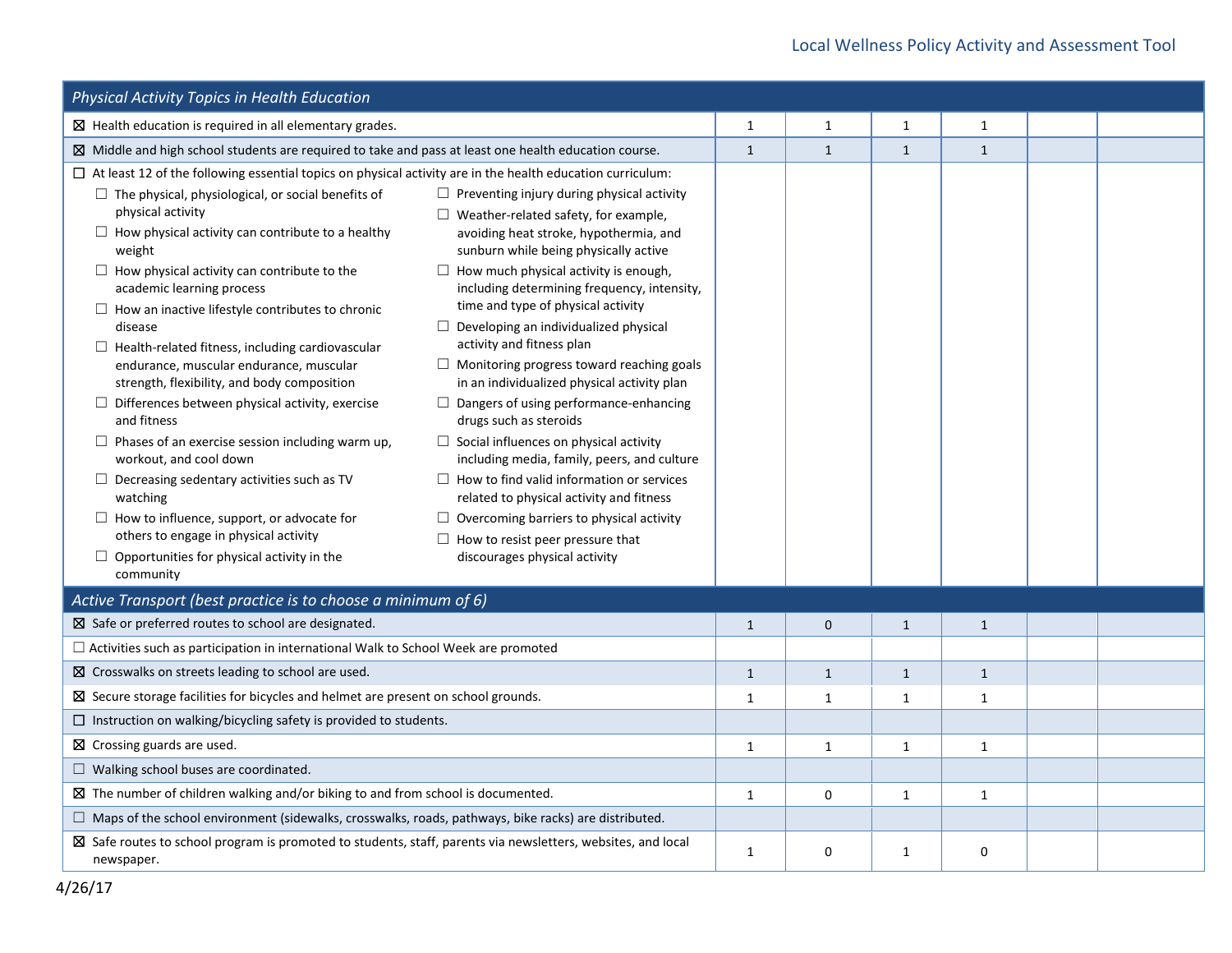| *Physical Activity Topics in Health Education* | | | | | | |
|---|---|---|---|---|---|---|
| ☒ Health education is required in all elementary grades. | 1 | 1 | 1 | 1 | | |
| ☒ Middle and high school students are required to take and pass at least one health education course. | 1 | 1 | 1 | 1 | | |
| ☐ At least 12 of the following essential topics on physical activity are in the health education curriculum:<br>☐ The physical, physiological, or social benefits of physical activity<br>☐ How physical activity can contribute to a healthy weight<br>☐ How physical activity can contribute to the academic learning process<br>☐ How an inactive lifestyle contributes to chronic disease<br>☐ Health-related fitness, including cardiovascular endurance, muscular endurance, muscular strength, flexibility, and body composition<br>☐ Differences between physical activity, exercise and fitness<br>☐ Phases of an exercise session including warm up, workout, and cool down<br>☐ Decreasing sedentary activities such as TV watching<br>☐ How to influence, support, or advocate for others to engage in physical activity<br>☐ Opportunities for physical activity in the community<br>☐ Preventing injury during physical activity<br>☐ Weather-related safety, for example, avoiding heat stroke, hypothermia, and sunburn while being physically active<br>☐ How much physical activity is enough, including determining frequency, intensity, time and type of physical activity<br>☐ Developing an individualized physical activity and fitness plan<br>☐ Monitoring progress toward reaching goals in an individualized physical activity plan<br>☐ Dangers of using performance-enhancing drugs such as steroids<br>☐ Social influences on physical activity including media, family, peers, and culture<br>☐ How to find valid information or services related to physical activity and fitness<br>☐ Overcoming barriers to physical activity<br>☐ How to resist peer pressure that discourages physical activity | | | | | | |
| *Active Transport (best practice is to choose a minimum of 6)* | | | | | | |
| ☒ Safe or preferred routes to school are designated. | 1 | 0 | 1 | 1 | | |
| ☐ Activities such as participation in international Walk to School Week are promoted | | | | | | |
| ☒ Crosswalks on streets leading to school are used. | 1 | 1 | 1 | 1 | | |
| ☒ Secure storage facilities for bicycles and helmet are present on school grounds. | 1 | 1 | 1 | 1 | | |
| ☐ Instruction on walking/bicycling safety is provided to students. | | | | | | |
| ☒ Crossing guards are used. | 1 | 1 | 1 | 1 | | |
| ☐ Walking school buses are coordinated. | | | | | | |
| ☒ The number of children walking and/or biking to and from school is documented. | 1 | 0 | 1 | 1 | | |
| ☐ Maps of the school environment (sidewalks, crosswalks, roads, pathways, bike racks) are distributed. | | | | | | |
| ☒ Safe routes to school program is promoted to students, staff, parents via newsletters, websites, and local newspaper. | 1 | 0 | 1 | 0 | | |

4/26/17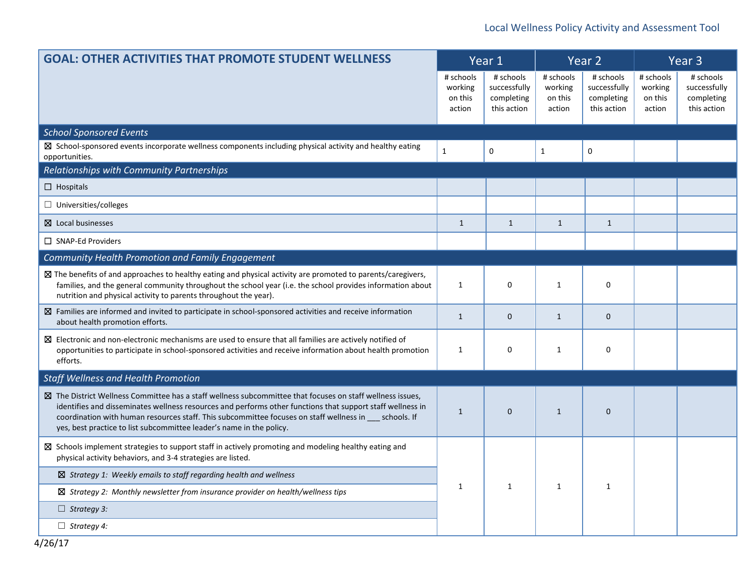| GOAL: OTHER ACTIVITIES THAT PROMOTE STUDENT WELLNESS | Year 1 | | Year 2 | | Year 3 | |
|---|---|---|---|---|---|---|
| | # schools working on this action | # schools successfully completing this action | # schools working on this action | # schools successfully completing this action | # schools working on this action | # schools successfully completing this action |
| *School Sponsored Events* | | | | | | |
| ☒ School-sponsored events incorporate wellness components including physical activity and healthy eating opportunities. | 1 | 0 | 1 | 0 | | |
| *Relationships with Community Partnerships* | | | | | | |
| ☐ Hospitals | | | | | | |
| ☐ Universities/colleges | | | | | | |
| ☒ Local businesses | 1 | 1 | 1 | 1 | | |
| ☐ SNAP-Ed Providers | | | | | | |
| *Community Health Promotion and Family Engagement* | | | | | | |
| ☒ The benefits of and approaches to healthy eating and physical activity are promoted to parents/caregivers, families, and the general community throughout the school year (i.e. the school provides information about nutrition and physical activity to parents throughout the year). | 1 | 0 | 1 | 0 | | |
| ☒ Families are informed and invited to participate in school-sponsored activities and receive information about health promotion efforts. | 1 | 0 | 1 | 0 | | |
| ☒ Electronic and non-electronic mechanisms are used to ensure that all families are actively notified of opportunities to participate in school-sponsored activities and receive information about health promotion efforts. | 1 | 0 | 1 | 0 | | |
| *Staff Wellness and Health Promotion* | | | | | | |
| ☒ The District Wellness Committee has a staff wellness subcommittee that focuses on staff wellness issues, identifies and disseminates wellness resources and performs other functions that support staff wellness in coordination with human resources staff. This subcommittee focuses on staff wellness in ___ schools. If yes, best practice to list subcommittee leader's name in the policy. | 1 | 0 | 1 | 0 | | |
| ☒ Schools implement strategies to support staff in actively promoting and modeling healthy eating and physical activity behaviors, and 3-4 strategies are listed. ☒ *Strategy 1: Weekly emails to staff regarding health and wellness* ☒ *Strategy 2: Monthly newsletter from insurance provider on health/wellness tips* ☐ *Strategy 3:* ☐ *Strategy 4:* | 1 | 1 | 1 | 1 | | |

4/26/17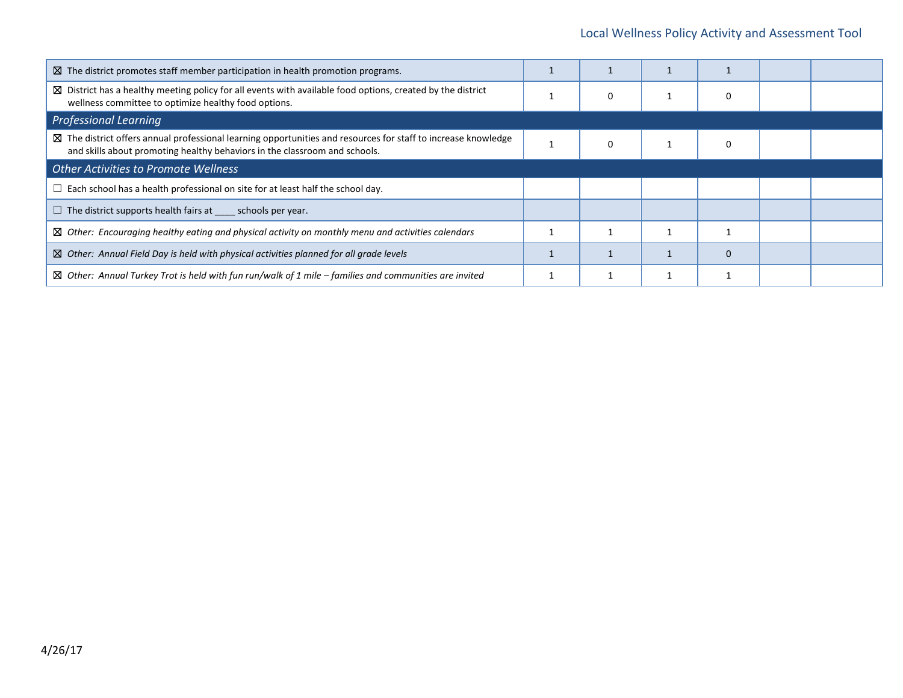| | | | | | | |
|---|---|---|---|---|---|---|
| ☒ The district promotes staff member participation in health promotion programs. | 1 | 1 | 1 | 1 | | |
| ☒ District has a healthy meeting policy for all events with available food options, created by the district wellness committee to optimize healthy food options. | 1 | 0 | 1 | 0 | | |
| *Professional Learning* | | | | | | |
| ☒ The district offers annual professional learning opportunities and resources for staff to increase knowledge and skills about promoting healthy behaviors in the classroom and schools. | 1 | 0 | 1 | 0 | | |
| *Other Activities to Promote Wellness* | | | | | | |
| ☐ Each school has a health professional on site for at least half the school day. | | | | | | |
| ☐ The district supports health fairs at ____ schools per year. | | | | | | |
| ☒ *Other: Encouraging healthy eating and physical activity on monthly menu and activities calendars* | 1 | 1 | 1 | 1 | | |
| ☒ *Other: Annual Field Day is held with physical activities planned for all grade levels* | 1 | 1 | 1 | 0 | | |
| ☒ *Other: Annual Turkey Trot is held with fun run/walk of 1 mile – families and communities are invited* | 1 | 1 | 1 | 1 | | |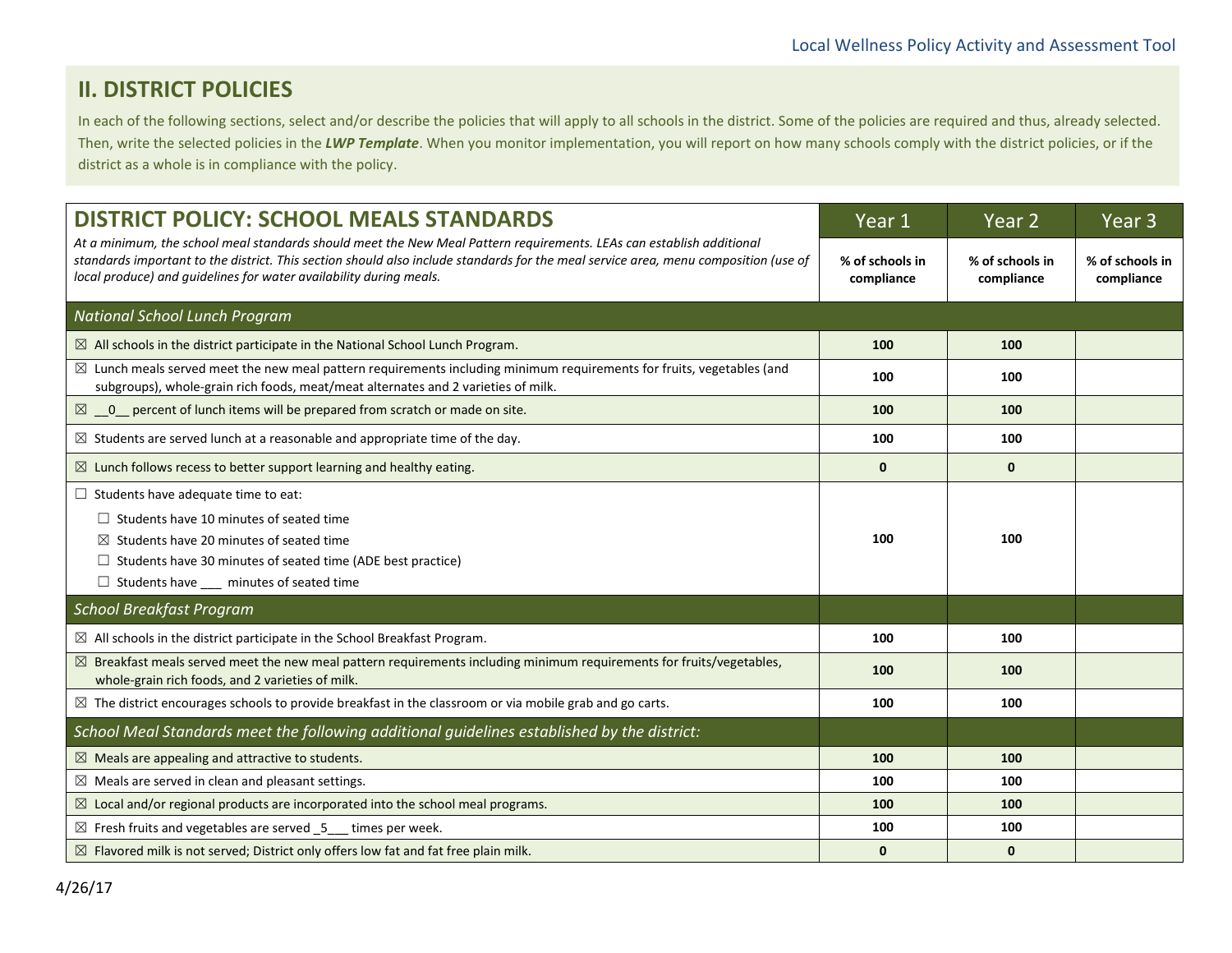## II. DISTRICT POLICIES

In each of the following sections, select and/or describe the policies that will apply to all schools in the district. Some of the policies are required and thus, already selected. Then, write the selected policies in the ***LWP Template***. When you monitor implementation, you will report on how many schools comply with the district policies, or if the district as a whole is in compliance with the policy.

| **DISTRICT POLICY: SCHOOL MEALS STANDARDS**<br>*At a minimum, the school meal standards should meet the New Meal Pattern requirements. LEAs can establish additional standards important to the district. This section should also include standards for the meal service area, menu composition (use of local produce) and guidelines for water availability during meals.* | Year 1<br>**% of schools in compliance** | Year 2<br>**% of schools in compliance** | Year 3<br>**% of schools in compliance** |
|---|---|---|---|
| *National School Lunch Program* | | | |
| ☒ All schools in the district participate in the National School Lunch Program. | **100** | **100** | |
| ☒ Lunch meals served meet the new meal pattern requirements including minimum requirements for fruits, vegetables (and subgroups), whole-grain rich foods, meat/meat alternates and 2 varieties of milk. | **100** | **100** | |
| ☒ __0__ percent of lunch items will be prepared from scratch or made on site. | **100** | **100** | |
| ☒ Students are served lunch at a reasonable and appropriate time of the day. | **100** | **100** | |
| ☒ Lunch follows recess to better support learning and healthy eating. | **0** | **0** | |
| ☐ Students have adequate time to eat:<br>☐ Students have 10 minutes of seated time<br>☒ Students have 20 minutes of seated time<br>☐ Students have 30 minutes of seated time (ADE best practice)<br>☐ Students have ___ minutes of seated time | **100** | **100** | |
| *School Breakfast Program* | | | |
| ☒ All schools in the district participate in the School Breakfast Program. | **100** | **100** | |
| ☒ Breakfast meals served meet the new meal pattern requirements including minimum requirements for fruits/vegetables, whole-grain rich foods, and 2 varieties of milk. | **100** | **100** | |
| ☒ The district encourages schools to provide breakfast in the classroom or via mobile grab and go carts. | **100** | **100** | |
| *School Meal Standards meet the following additional guidelines established by the district:* | | | |
| ☒ Meals are appealing and attractive to students. | **100** | **100** | |
| ☒ Meals are served in clean and pleasant settings. | **100** | **100** | |
| ☒ Local and/or regional products are incorporated into the school meal programs. | **100** | **100** | |
| ☒ Fresh fruits and vegetables are served _5___ times per week. | **100** | **100** | |
| ☒ Flavored milk is not served; District only offers low fat and fat free plain milk. | **0** | **0** | |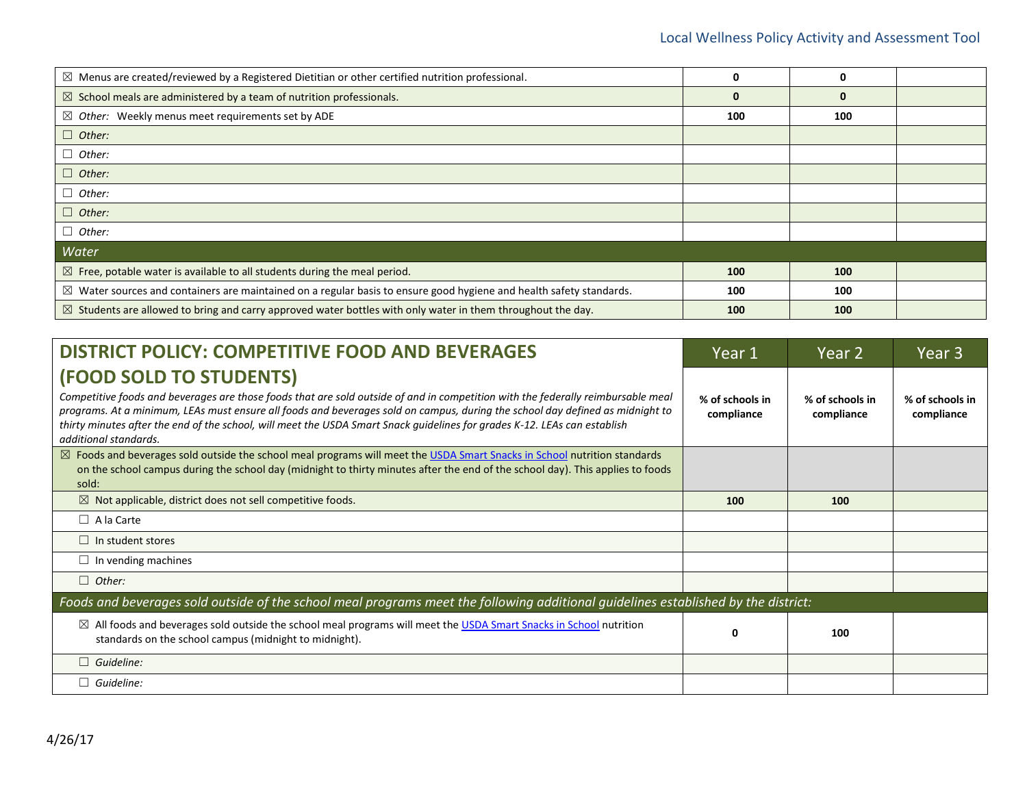| | | | |
|---|---|---|---|
| ☒ Menus are created/reviewed by a Registered Dietitian or other certified nutrition professional. | **0** | **0** | |
| ☒ School meals are administered by a team of nutrition professionals. | **0** | **0** | |
| ☒ *Other:* Weekly menus meet requirements set by ADE | **100** | **100** | |
| ☐ *Other:* | | | |
| ☐ *Other:* | | | |
| ☐ *Other:* | | | |
| ☐ *Other:* | | | |
| ☐ *Other:* | | | |
| ☐ *Other:* | | | |
| *Water* | | | |
| ☒ Free, potable water is available to all students during the meal period. | **100** | **100** | |
| ☒ Water sources and containers are maintained on a regular basis to ensure good hygiene and health safety standards. | **100** | **100** | |
| ☒ Students are allowed to bring and carry approved water bottles with only water in them throughout the day. | **100** | **100** | |

| **DISTRICT POLICY: COMPETITIVE FOOD AND BEVERAGES (FOOD SOLD TO STUDENTS)** | Year 1 | Year 2 | Year 3 |
|---|---|---|---|
| *Competitive foods and beverages are those foods that are sold outside of and in competition with the federally reimbursable meal programs. At a minimum, LEAs must ensure all foods and beverages sold on campus, during the school day defined as midnight to thirty minutes after the end of the school, will meet the USDA Smart Snack guidelines for grades K-12. LEAs can establish additional standards.* | **% of schools in compliance** | **% of schools in compliance** | **% of schools in compliance** |
| ☒ Foods and beverages sold outside the school meal programs will meet the [USDA Smart Snacks in School]() nutrition standards on the school campus during the school day (midnight to thirty minutes after the end of the school day). This applies to foods sold: | | | |
| ☒ Not applicable, district does not sell competitive foods. | **100** | **100** | |
| ☐ A la Carte | | | |
| ☐ In student stores | | | |
| ☐ In vending machines | | | |
| ☐ *Other:* | | | |
| *Foods and beverages sold outside of the school meal programs meet the following additional guidelines established by the district:* | | | |
| ☒ All foods and beverages sold outside the school meal programs will meet the [USDA Smart Snacks in School]() nutrition standards on the school campus (midnight to midnight). | **0** | **100** | |
| ☐ *Guideline:* | | | |
| ☐ *Guideline:* | | | |

4/26/17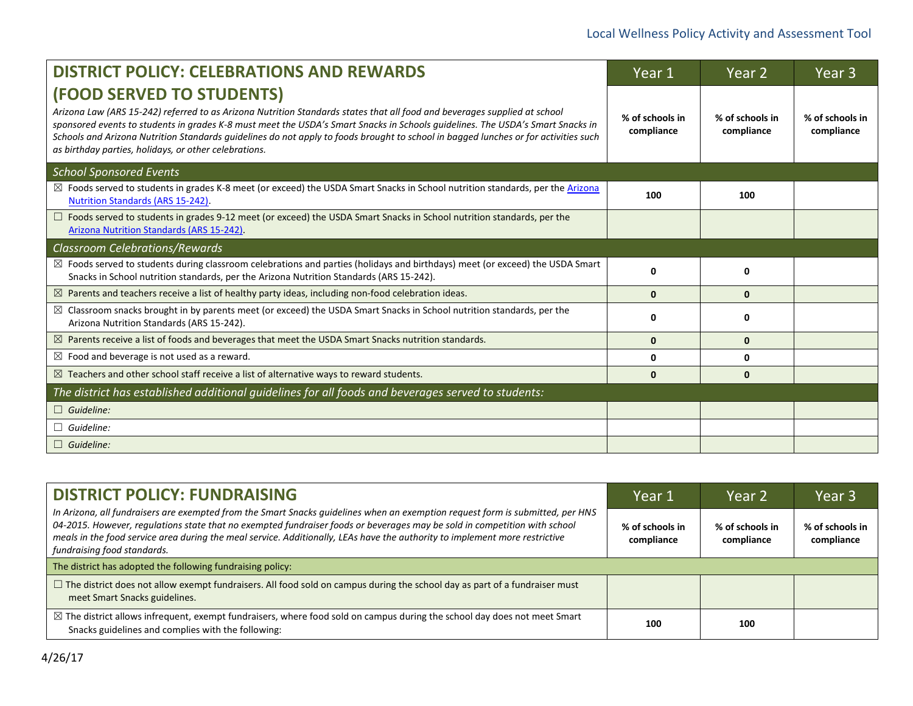| DISTRICT POLICY: CELEBRATIONS AND REWARDS (FOOD SERVED TO STUDENTS) | Year 1 | Year 2 | Year 3 |
|---|---|---|---|
| *Arizona Law (ARS 15-242) referred to as Arizona Nutrition Standards states that all food and beverages supplied at school sponsored events to students in grades K-8 must meet the USDA's Smart Snacks in Schools guidelines. The USDA's Smart Snacks in Schools and Arizona Nutrition Standards guidelines do not apply to foods brought to school in bagged lunches or for activities such as birthday parties, holidays, or other celebrations.* | **% of schools in compliance** | **% of schools in compliance** | **% of schools in compliance** |
| *School Sponsored Events* | | | |
| ☒ Foods served to students in grades K-8 meet (or exceed) the USDA Smart Snacks in School nutrition standards, per the Arizona Nutrition Standards (ARS 15-242). | **100** | **100** | |
| ☐ Foods served to students in grades 9-12 meet (or exceed) the USDA Smart Snacks in School nutrition standards, per the Arizona Nutrition Standards (ARS 15-242). | | | |
| *Classroom Celebrations/Rewards* | | | |
| ☒ Foods served to students during classroom celebrations and parties (holidays and birthdays) meet (or exceed) the USDA Smart Snacks in School nutrition standards, per the Arizona Nutrition Standards (ARS 15-242). | **0** | **0** | |
| ☒ Parents and teachers receive a list of healthy party ideas, including non-food celebration ideas. | **0** | **0** | |
| ☒ Classroom snacks brought in by parents meet (or exceed) the USDA Smart Snacks in School nutrition standards, per the Arizona Nutrition Standards (ARS 15-242). | **0** | **0** | |
| ☒ Parents receive a list of foods and beverages that meet the USDA Smart Snacks nutrition standards. | **0** | **0** | |
| ☒ Food and beverage is not used as a reward. | **0** | **0** | |
| ☒ Teachers and other school staff receive a list of alternative ways to reward students. | **0** | **0** | |
| *The district has established additional guidelines for all foods and beverages served to students:* | | | |
| ☐ *Guideline:* | | | |
| ☐ *Guideline:* | | | |
| ☐ *Guideline:* | | | |

| DISTRICT POLICY: FUNDRAISING | Year 1 | Year 2 | Year 3 |
|---|---|---|---|
| *In Arizona, all fundraisers are exempted from the Smart Snacks guidelines when an exemption request form is submitted, per HNS 04-2015. However, regulations state that no exempted fundraiser foods or beverages may be sold in competition with school meals in the food service area during the meal service. Additionally, LEAs have the authority to implement more restrictive fundraising food standards.* | **% of schools in compliance** | **% of schools in compliance** | **% of schools in compliance** |
| The district has adopted the following fundraising policy: | | | |
| ☐ The district does not allow exempt fundraisers. All food sold on campus during the school day as part of a fundraiser must meet Smart Snacks guidelines. | | | |
| ☒ The district allows infrequent, exempt fundraisers, where food sold on campus during the school day does not meet Smart Snacks guidelines and complies with the following: | **100** | **100** | |

4/26/17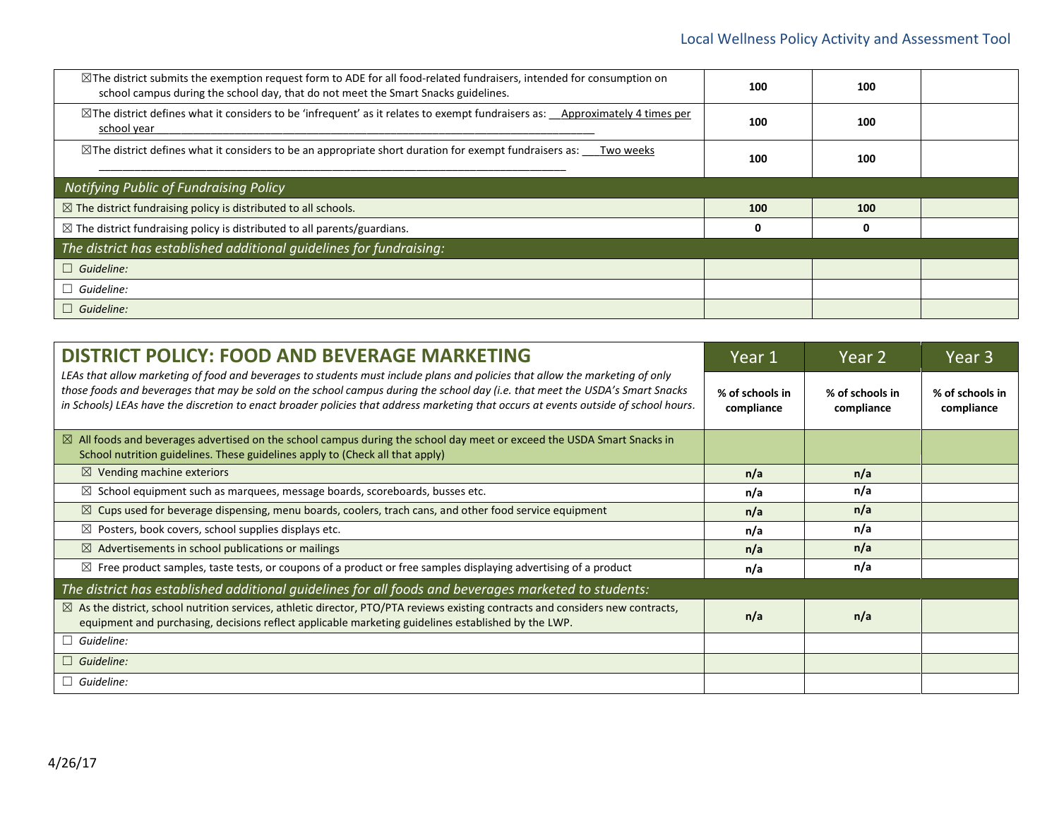| | | | |
|---|---|---|---|
| ☒The district submits the exemption request form to ADE for all food-related fundraisers, intended for consumption on school campus during the school day, that do not meet the Smart Snacks guidelines. | **100** | **100** | |
| ☒The district defines what it considers to be 'infrequent' as it relates to exempt fundraisers as: \_\_Approximately 4 times per school year\_\_\_\_\_\_\_\_\_\_\_\_\_\_\_\_\_\_\_\_\_\_\_\_\_\_\_\_\_\_\_\_\_\_\_\_\_\_\_\_\_\_\_\_\_\_\_\_\_\_\_\_\_\_\_\_\_\_\_\_\_\_\_\_\_\_\_\_\_\_\_\_\_\_ | **100** | **100** | |
| ☒The district defines what it considers to be an appropriate short duration for exempt fundraisers as: \_\_\_Two weeks \_\_\_\_\_\_\_\_\_\_\_\_\_\_\_\_\_\_\_\_\_\_\_\_\_\_\_\_\_\_\_\_\_\_\_\_\_\_\_\_\_\_\_\_\_\_\_\_\_\_\_\_\_\_\_\_\_\_\_\_\_\_\_\_\_\_\_\_\_\_\_\_\_\_ | **100** | **100** | |
| *Notifying Public of Fundraising Policy* | | | |
| ☒ The district fundraising policy is distributed to all schools. | **100** | **100** | |
| ☒ The district fundraising policy is distributed to all parents/guardians. | **0** | **0** | |
| *The district has established additional guidelines for fundraising:* | | | |
| ☐ *Guideline:* | | | |
| ☐ *Guideline:* | | | |
| ☐ *Guideline:* | | | |

| **DISTRICT POLICY: FOOD AND BEVERAGE MARKETING**<br>*LEAs that allow marketing of food and beverages to students must include plans and policies that allow the marketing of only those foods and beverages that may be sold on the school campus during the school day (i.e. that meet the USDA's Smart Snacks in Schools) LEAs have the discretion to enact broader policies that address marketing that occurs at events outside of school hours.* | Year 1<br>**% of schools in compliance** | Year 2<br>**% of schools in compliance** | Year 3<br>**% of schools in compliance** |
|---|---|---|---|
| ☒ All foods and beverages advertised on the school campus during the school day meet or exceed the USDA Smart Snacks in School nutrition guidelines. These guidelines apply to (Check all that apply) | | | |
| ☒ Vending machine exteriors | **n/a** | **n/a** | |
| ☒ School equipment such as marquees, message boards, scoreboards, busses etc. | **n/a** | **n/a** | |
| ☒ Cups used for beverage dispensing, menu boards, coolers, trach cans, and other food service equipment | **n/a** | **n/a** | |
| ☒ Posters, book covers, school supplies displays etc. | **n/a** | **n/a** | |
| ☒ Advertisements in school publications or mailings | **n/a** | **n/a** | |
| ☒ Free product samples, taste tests, or coupons of a product or free samples displaying advertising of a product | **n/a** | **n/a** | |
| *The district has established additional guidelines for all foods and beverages marketed to students:* | | | |
| ☒ As the district, school nutrition services, athletic director, PTO/PTA reviews existing contracts and considers new contracts, equipment and purchasing, decisions reflect applicable marketing guidelines established by the LWP. | **n/a** | **n/a** | |
| ☐ *Guideline:* | | | |
| ☐ *Guideline:* | | | |
| ☐ *Guideline:* | | | |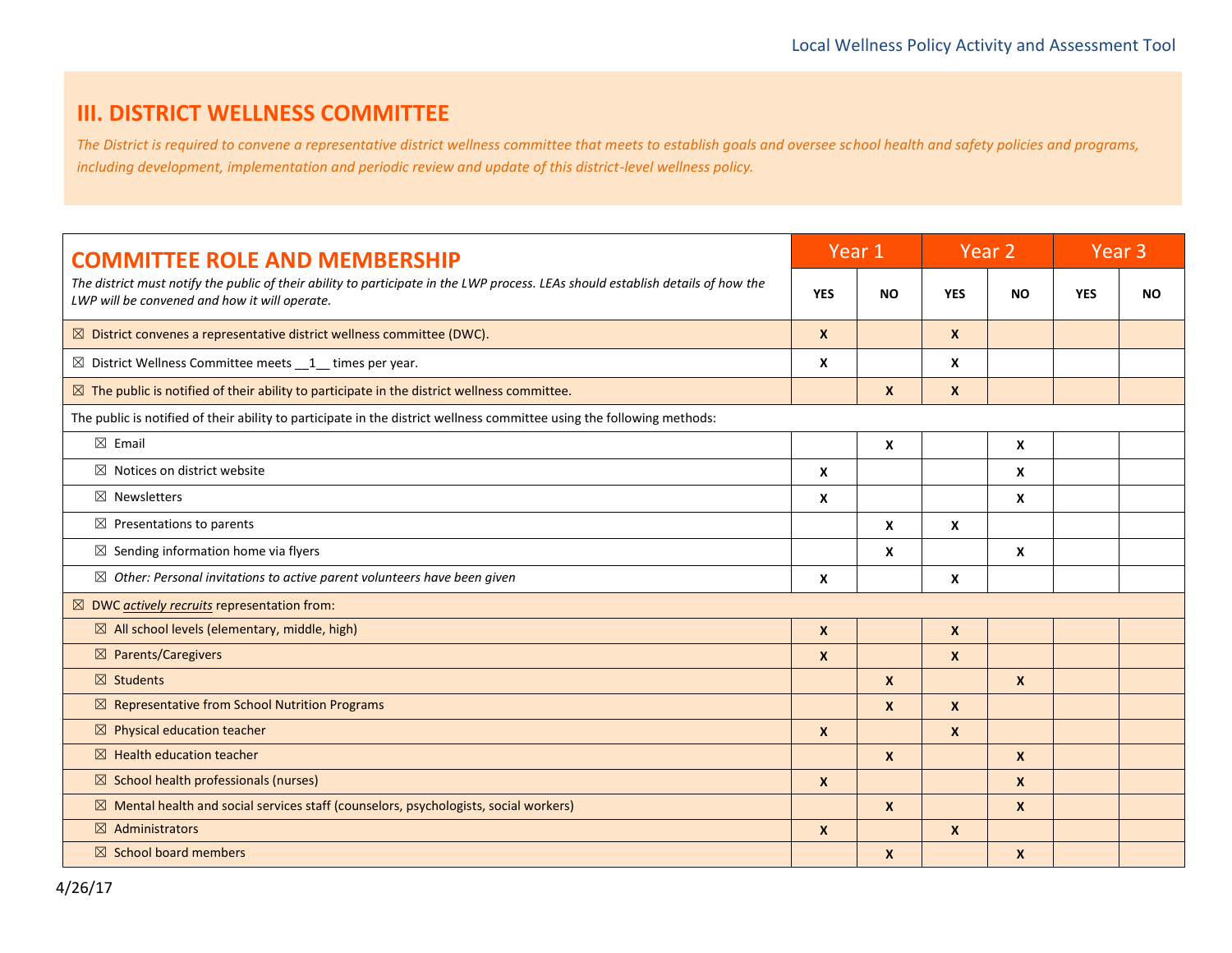## III. DISTRICT WELLNESS COMMITTEE

*The District is required to convene a representative district wellness committee that meets to establish goals and oversee school health and safety policies and programs, including development, implementation and periodic review and update of this district-level wellness policy.*

| **COMMITTEE ROLE AND MEMBERSHIP** *The district must notify the public of their ability to participate in the LWP process. LEAs should establish details of how the LWP will be convened and how it will operate.* | Year 1 | | Year 2 | | Year 3 | |
|---|---|---|---|---|---|---|
| | **YES** | **NO** | **YES** | **NO** | **YES** | **NO** |
| ☒ District convenes a representative district wellness committee (DWC). | X | | X | | | |
| ☒ District Wellness Committee meets __1__ times per year. | X | | X | | | |
| ☒ The public is notified of their ability to participate in the district wellness committee. | | X | X | | | |
| The public is notified of their ability to participate in the district wellness committee using the following methods: | | | | | | |
| ☒ Email | | X | | X | | |
| ☒ Notices on district website | X | | | X | | |
| ☒ Newsletters | X | | | X | | |
| ☒ Presentations to parents | | X | X | | | |
| ☒ Sending information home via flyers | | X | | X | | |
| ☒ *Other: Personal invitations to active parent volunteers have been given* | X | | X | | | |
| ☒ DWC *actively recruits* representation from: | | | | | | |
| ☒ All school levels (elementary, middle, high) | X | | X | | | |
| ☒ Parents/Caregivers | X | | X | | | |
| ☒ Students | | X | | X | | |
| ☒ Representative from School Nutrition Programs | | X | X | | | |
| ☒ Physical education teacher | X | | X | | | |
| ☒ Health education teacher | | X | | X | | |
| ☒ School health professionals (nurses) | X | | | X | | |
| ☒ Mental health and social services staff (counselors, psychologists, social workers) | | X | | X | | |
| ☒ Administrators | X | | X | | | |
| ☒ School board members | | X | | X | | |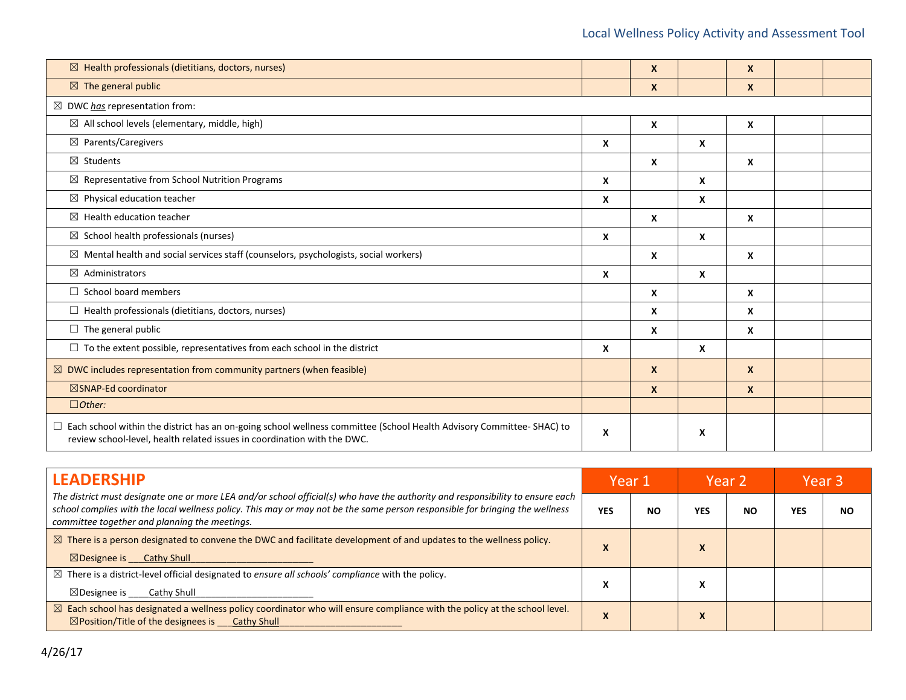| | | | | | | |
|---|---|---|---|---|---|---|
| ☒ Health professionals (dietitians, doctors, nurses) | | X | | X | | |
| ☒ The general public | | X | | X | | |
| ☒ DWC *has* representation from: | | | | | | |
| ☒ All school levels (elementary, middle, high) | | X | | X | | |
| ☒ Parents/Caregivers | X | | X | | | |
| ☒ Students | | X | | X | | |
| ☒ Representative from School Nutrition Programs | X | | X | | | |
| ☒ Physical education teacher | X | | X | | | |
| ☒ Health education teacher | | X | | X | | |
| ☒ School health professionals (nurses) | X | | X | | | |
| ☒ Mental health and social services staff (counselors, psychologists, social workers) | | X | | X | | |
| ☒ Administrators | X | | X | | | |
| ☐ School board members | | X | | X | | |
| ☐ Health professionals (dietitians, doctors, nurses) | | X | | X | | |
| ☐ The general public | | X | | X | | |
| ☐ To the extent possible, representatives from each school in the district | X | | X | | | |
| ☒ DWC includes representation from community partners (when feasible) | | X | | X | | |
| ☒SNAP-Ed coordinator | | X | | X | | |
| ☐*Other:* | | | | | | |
| ☐ Each school within the district has an on-going school wellness committee (School Health Advisory Committee- SHAC) to review school-level, health related issues in coordination with the DWC. | X | | X | | | |

| **LEADERSHIP** *The district must designate one or more LEA and/or school official(s) who have the authority and responsibility to ensure each school complies with the local wellness policy. This may or may not be the same person responsible for bringing the wellness committee together and planning the meetings.* | Year 1 | | Year 2 | | Year 3 | |
|---|---|---|---|---|---|---|
| | **YES** | **NO** | **YES** | **NO** | **YES** | **NO** |
| ☒ There is a person designated to convene the DWC and facilitate development of and updates to the wellness policy. ☒Designee is ___Cathy Shull___ | X | | X | | | |
| ☒ There is a district-level official designated to *ensure all schools' compliance* with the policy. ☒Designee is ___Cathy Shull___ | X | | X | | | |
| ☒ Each school has designated a wellness policy coordinator who will ensure compliance with the policy at the school level. ☒Position/Title of the designees is ___Cathy Shull___ | X | | X | | | |

4/26/17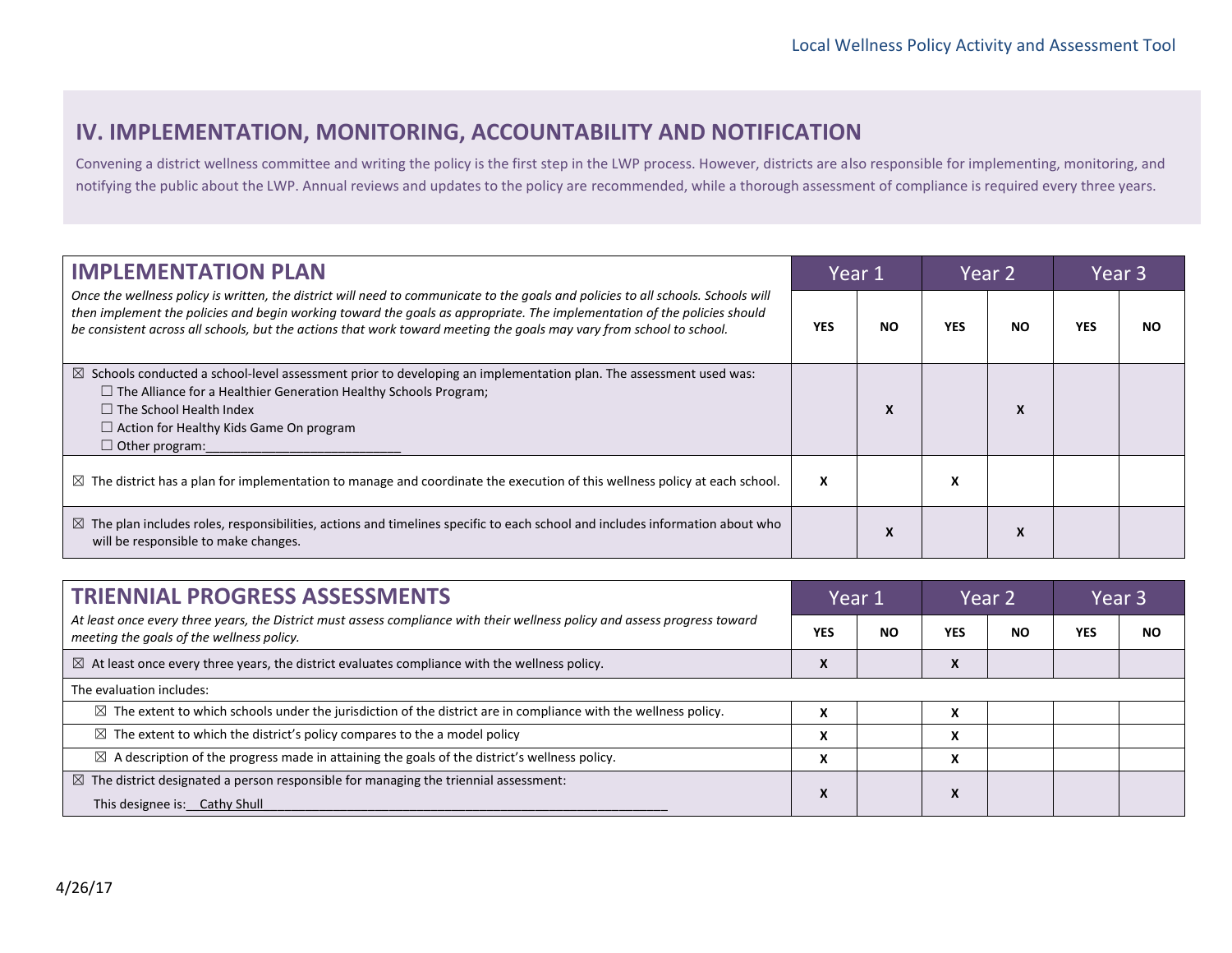## IV. IMPLEMENTATION, MONITORING, ACCOUNTABILITY AND NOTIFICATION

Convening a district wellness committee and writing the policy is the first step in the LWP process. However, districts are also responsible for implementing, monitoring, and notifying the public about the LWP. Annual reviews and updates to the policy are recommended, while a thorough assessment of compliance is required every three years.

| **IMPLEMENTATION PLAN** *Once the wellness policy is written, the district will need to communicate to the goals and policies to all schools. Schools will then implement the policies and begin working toward the goals as appropriate. The implementation of the policies should be consistent across all schools, but the actions that work toward meeting the goals may vary from school to school.* | Year 1 | | Year 2 | | Year 3 | |
|---|---|---|---|---|---|---|
| | **YES** | **NO** | **YES** | **NO** | **YES** | **NO** |
| ☒ Schools conducted a school-level assessment prior to developing an implementation plan. The assessment used was: ☐ The Alliance for a Healthier Generation Healthy Schools Program; ☐ The School Health Index ☐ Action for Healthy Kids Game On program ☐ Other program:____________________________ | | X | | X | | |
| ☒ The district has a plan for implementation to manage and coordinate the execution of this wellness policy at each school. | X | | X | | | |
| ☒ The plan includes roles, responsibilities, actions and timelines specific to each school and includes information about who will be responsible to make changes. | | X | | X | | |

| **TRIENNIAL PROGRESS ASSESSMENTS** *At least once every three years, the District must assess compliance with their wellness policy and assess progress toward meeting the goals of the wellness policy.* | Year 1 | | Year 2 | | Year 3 | |
|---|---|---|---|---|---|---|
| | **YES** | **NO** | **YES** | **NO** | **YES** | **NO** |
| ☒ At least once every three years, the district evaluates compliance with the wellness policy. | X | | X | | | |
| The evaluation includes: | | | | | | |
| ☒ The extent to which schools under the jurisdiction of the district are in compliance with the wellness policy. | X | | X | | | |
| ☒ The extent to which the district's policy compares to the a model policy | X | | X | | | |
| ☒ A description of the progress made in attaining the goals of the district's wellness policy. | X | | X | | | |
| ☒ The district designated a person responsible for managing the triennial assessment: This designee is:__Cathy Shull____________________________ | X | | X | | | |

4/26/17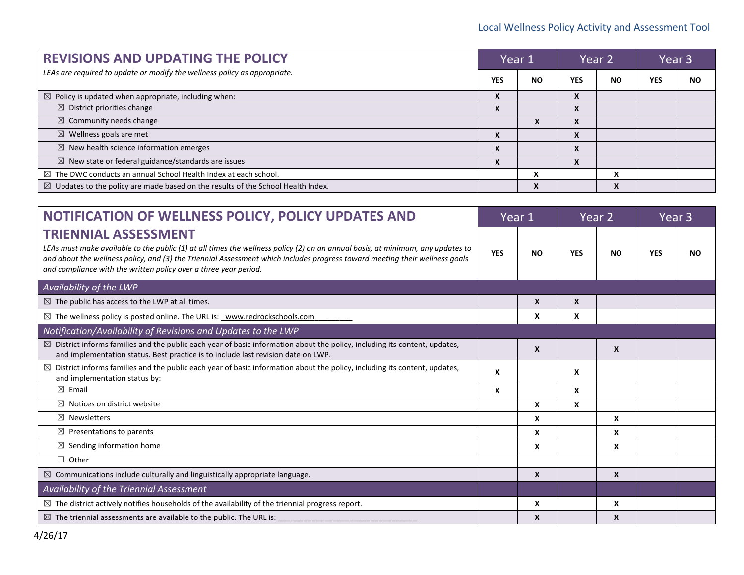| **REVISIONS AND UPDATING THE POLICY** *LEAs are required to update or modify the wellness policy as appropriate.* | Year 1 | | Year 2 | | Year 3 | |
|---|---|---|---|---|---|---|
| | **YES** | **NO** | **YES** | **NO** | **YES** | **NO** |
| ☒ Policy is updated when appropriate, including when: | X | | X | | | |
| ☒ District priorities change | X | | X | | | |
| ☒ Community needs change | | X | X | | | |
| ☒ Wellness goals are met | X | | X | | | |
| ☒ New health science information emerges | X | | X | | | |
| ☒ New state or federal guidance/standards are issues | X | | X | | | |
| ☒ The DWC conducts an annual School Health Index at each school. | | X | | X | | |
| ☒ Updates to the policy are made based on the results of the School Health Index. | | X | | X | | |

| **NOTIFICATION OF WELLNESS POLICY, POLICY UPDATES AND TRIENNIAL ASSESSMENT** *LEAs must make available to the public (1) at all times the wellness policy (2) on an annual basis, at minimum, any updates to and about the wellness policy, and (3) the Triennial Assessment which includes progress toward meeting their wellness goals and compliance with the written policy over a three year period.* | Year 1 | | Year 2 | | Year 3 | |
|---|---|---|---|---|---|---|
| | **YES** | **NO** | **YES** | **NO** | **YES** | **NO** |
| *Availability of the LWP* | | | | | | |
| ☒ The public has access to the LWP at all times. | | X | X | | | |
| ☒ The wellness policy is posted online. The URL is: _www.redrockschools.com_________ | | X | X | | | |
| *Notification/Availability of Revisions and Updates to the LWP* | | | | | | |
| ☒ District informs families and the public each year of basic information about the policy, including its content, updates, and implementation status. Best practice is to include last revision date on LWP. | | X | | X | | |
| ☒ District informs families and the public each year of basic information about the policy, including its content, updates, and implementation status by: | X | | X | | | |
| ☒ Email | X | | X | | | |
| ☒ Notices on district website | | X | X | | | |
| ☒ Newsletters | | X | | X | | |
| ☒ Presentations to parents | | X | | X | | |
| ☒ Sending information home | | X | | X | | |
| ☐ Other | | | | | | |
| ☒ Communications include culturally and linguistically appropriate language. | | X | | X | | |
| *Availability of the Triennial Assessment* | | | | | | |
| ☒ The district actively notifies households of the availability of the triennial progress report. | | X | | X | | |
| ☒ The triennial assessments are available to the public. The URL is: ________________________________ | | X | | X | | |

4/26/17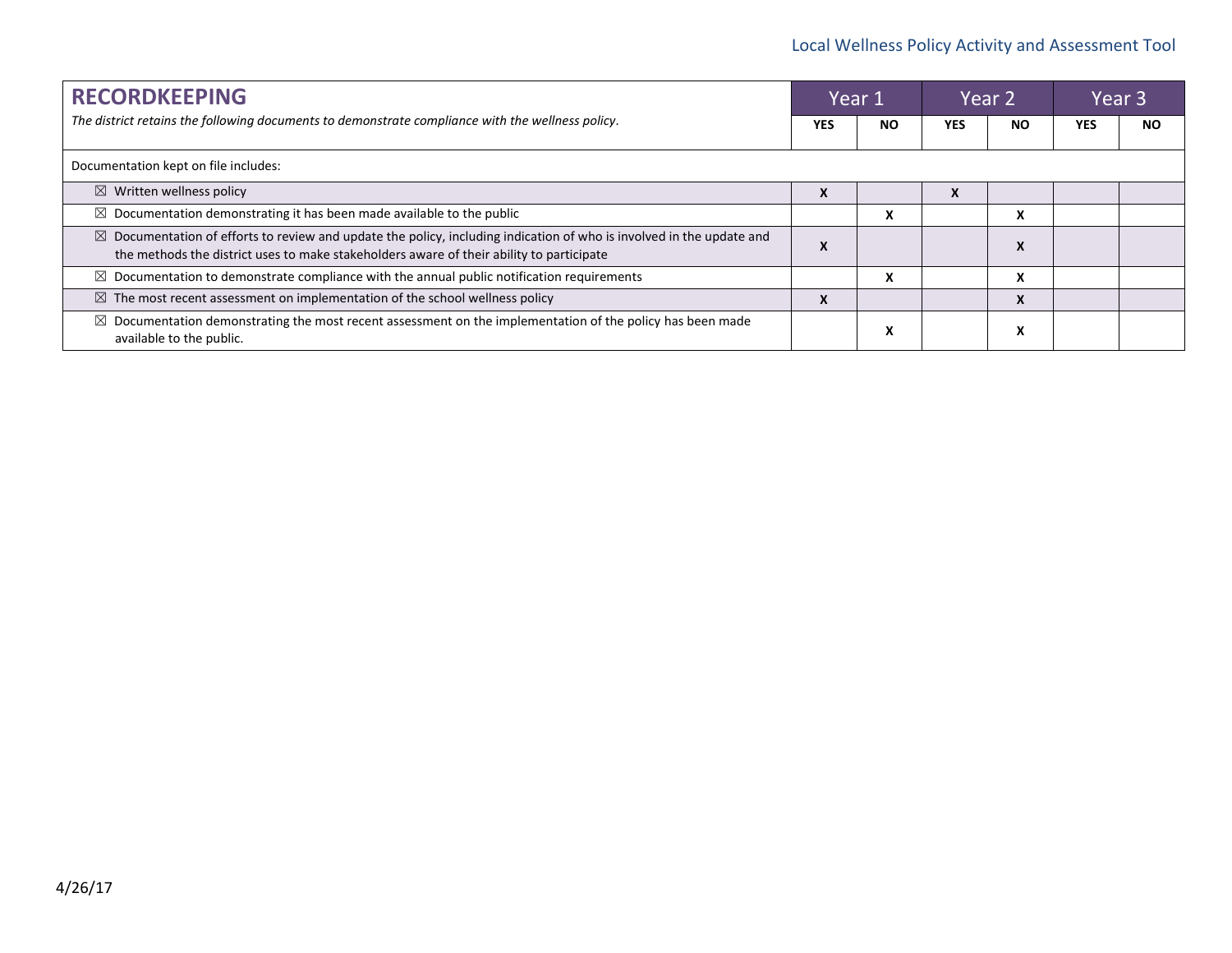| **RECORDKEEPING**<br>*The district retains the following documents to demonstrate compliance with the wellness policy.* | Year 1 | | Year 2 | | Year 3 | |
|---|---|---|---|---|---|---|
| | **YES** | **NO** | **YES** | **NO** | **YES** | **NO** |
| Documentation kept on file includes: | | | | | | |
| ☒ Written wellness policy | **X** | | **X** | | | |
| ☒ Documentation demonstrating it has been made available to the public | | **X** | | **X** | | |
| ☒ Documentation of efforts to review and update the policy, including indication of who is involved in the update and the methods the district uses to make stakeholders aware of their ability to participate | **X** | | | **X** | | |
| ☒ Documentation to demonstrate compliance with the annual public notification requirements | | **X** | | **X** | | |
| ☒ The most recent assessment on implementation of the school wellness policy | **X** | | | **X** | | |
| ☒ Documentation demonstrating the most recent assessment on the implementation of the policy has been made available to the public. | | **X** | | **X** | | |

4/26/17